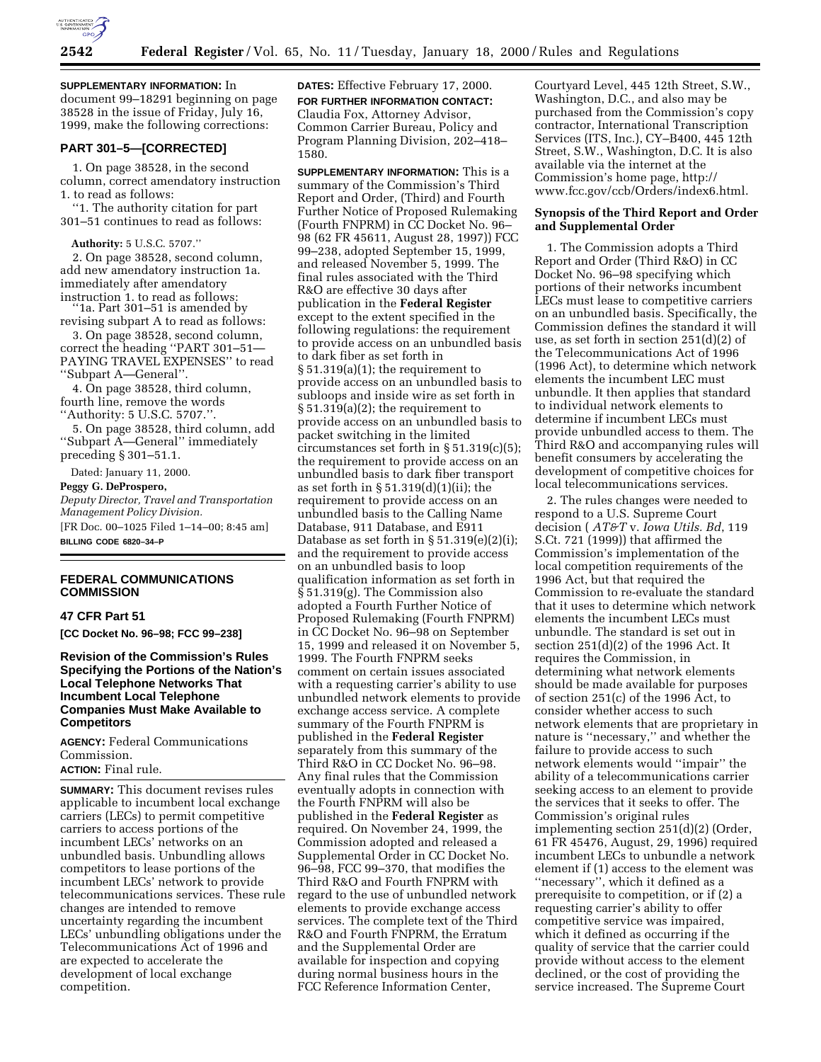**SUPPLEMENTARY INFORMATION:** In document 99–18291 beginning on page 38528 in the issue of Friday, July 16, 1999, make the following corrections:

## PART 301–5—[CORRECTED]

1. On page 38528, in the second column, correct amendatory instruction 1. to read as follows:

''1. The authority citation for part 301–51 continues to read as follows:

**Authority:** 5 U.S.C. 5707.''

2. On page 38528, second column, add new amendatory instruction 1a. immediately after amendatory instruction 1. to read as follows:

''1a. Part 301–51 is amended by revising subpart A to read as follows:

3. On page 38528, second column, correct the heading ''PART 301–51—PAYING TRAVEL EXPENSES'' to read ''Subpart A—General''.

4. On page 38528, third column, fourth line, remove the words ''Authority: 5 U.S.C. 5707.''.

5. On page 38528, third column, add ''Subpart A—General'' immediately preceding § 301–51.1.

Dated: January 11, 2000.

**Peggy G. DeProspero,**

*Deputy Director, Travel and Transportation Management Policy Division.*

[FR Doc. 00–1025 Filed 1–14–00; 8:45 am]

**BILLING CODE 6820–34–P**

---

## FEDERAL COMMUNICATIONS COMMISSION

### 47 CFR Part 51

**[CC Docket No. 96–98; FCC 99–238]**

### Revision of the Commission's Rules Specifying the Portions of the Nation's Local Telephone Networks That Incumbent Local Telephone Companies Must Make Available to Competitors

**AGENCY:** Federal Communications Commission.

**ACTION:** Final rule.

**SUMMARY:** This document revises rules applicable to incumbent local exchange carriers (LECs) to permit competitive carriers to access portions of the incumbent LECs' networks on an unbundled basis. Unbundling allows competitors to lease portions of the incumbent LECs' network to provide telecommunications services. These rule changes are intended to remove uncertainty regarding the incumbent LECs' unbundling obligations under the Telecommunications Act of 1996 and are expected to accelerate the development of local exchange competition.

**DATES:** Effective February 17, 2000.

**FOR FURTHER INFORMATION CONTACT:** Claudia Fox, Attorney Advisor, Common Carrier Bureau, Policy and Program Planning Division, 202–418–1580.

**SUPPLEMENTARY INFORMATION:** This is a summary of the Commission's Third Report and Order, (Third) and Fourth Further Notice of Proposed Rulemaking (Fourth FNPRM) in CC Docket No. 96–98 (62 FR 45611, August 28, 1997)) FCC 99–238, adopted September 15, 1999, and released November 5, 1999. The final rules associated with the Third R&O are effective 30 days after publication in the **Federal Register** except to the extent specified in the following regulations: the requirement to provide access on an unbundled basis to dark fiber as set forth in § 51.319(a)(1); the requirement to provide access on an unbundled basis to subloops and inside wire as set forth in § 51.319(a)(2); the requirement to provide access on an unbundled basis to packet switching in the limited circumstances set forth in § 51.319(c)(5); the requirement to provide access on an unbundled basis to dark fiber transport as set forth in § 51.319(d)(1)(ii); the requirement to provide access on an unbundled basis to the Calling Name Database, 911 Database, and E911 Database as set forth in § 51.319(e)(2)(i); and the requirement to provide access on an unbundled basis to loop qualification information as set forth in § 51.319(g). The Commission also adopted a Fourth Further Notice of Proposed Rulemaking (Fourth FNPRM) in CC Docket No. 96–98 on September 15, 1999 and released it on November 5, 1999. The Fourth FNPRM seeks comment on certain issues associated with a requesting carrier's ability to use unbundled network elements to provide exchange access service. A complete summary of the Fourth FNPRM is published in the **Federal Register** separately from this summary of the Third R&O in CC Docket No. 96–98. Any final rules that the Commission eventually adopts in connection with the Fourth FNPRM will also be published in the **Federal Register** as required. On November 24, 1999, the Commission adopted and released a Supplemental Order in CC Docket No. 96–98, FCC 99–370, that modifies the Third R&O and Fourth FNPRM with regard to the use of unbundled network elements to provide exchange access services. The complete text of the Third R&O and Fourth FNPRM, the Erratum and the Supplemental Order are available for inspection and copying during normal business hours in the FCC Reference Information Center, Courtyard Level, 445 12th Street, S.W., Washington, D.C., and also may be purchased from the Commission's copy contractor, International Transcription Services (ITS, Inc.), CY–B400, 445 12th Street, S.W., Washington, D.C. It is also available via the internet at the Commission's home page, http://www.fcc.gov/ccb/Orders/index6.html.

### Synopsis of the Third Report and Order and Supplemental Order

1. The Commission adopts a Third Report and Order (Third R&O) in CC Docket No. 96–98 specifying which portions of their networks incumbent LECs must lease to competitive carriers on an unbundled basis. Specifically, the Commission defines the standard it will use, as set forth in section 251(d)(2) of the Telecommunications Act of 1996 (1996 Act), to determine which network elements the incumbent LEC must unbundle. It then applies that standard to individual network elements to determine if incumbent LECs must provide unbundled access to them. The Third R&O and accompanying rules will benefit consumers by accelerating the development of competitive choices for local telecommunications services.

2. The rules changes were needed to respond to a U.S. Supreme Court decision ( *AT&T* v. *Iowa Utils. Bd*, 119 S.Ct. 721 (1999)) that affirmed the Commission's implementation of the local competition requirements of the 1996 Act, but that required the Commission to re-evaluate the standard that it uses to determine which network elements the incumbent LECs must unbundle. The standard is set out in section 251(d)(2) of the 1996 Act. It requires the Commission, in determining what network elements should be made available for purposes of section 251(c) of the 1996 Act, to consider whether access to such network elements that are proprietary in nature is ''necessary,'' and whether the failure to provide access to such network elements would ''impair'' the ability of a telecommunications carrier seeking access to an element to provide the services that it seeks to offer. The Commission's original rules implementing section 251(d)(2) (Order, 61 FR 45476, August, 29, 1996) required incumbent LECs to unbundle a network element if (1) access to the element was ''necessary'', which it defined as a prerequisite to competition, or if (2) a requesting carrier's ability to offer competitive service was impaired, which it defined as occurring if the quality of service that the carrier could provide without access to the element declined, or the cost of providing the service increased. The Supreme Court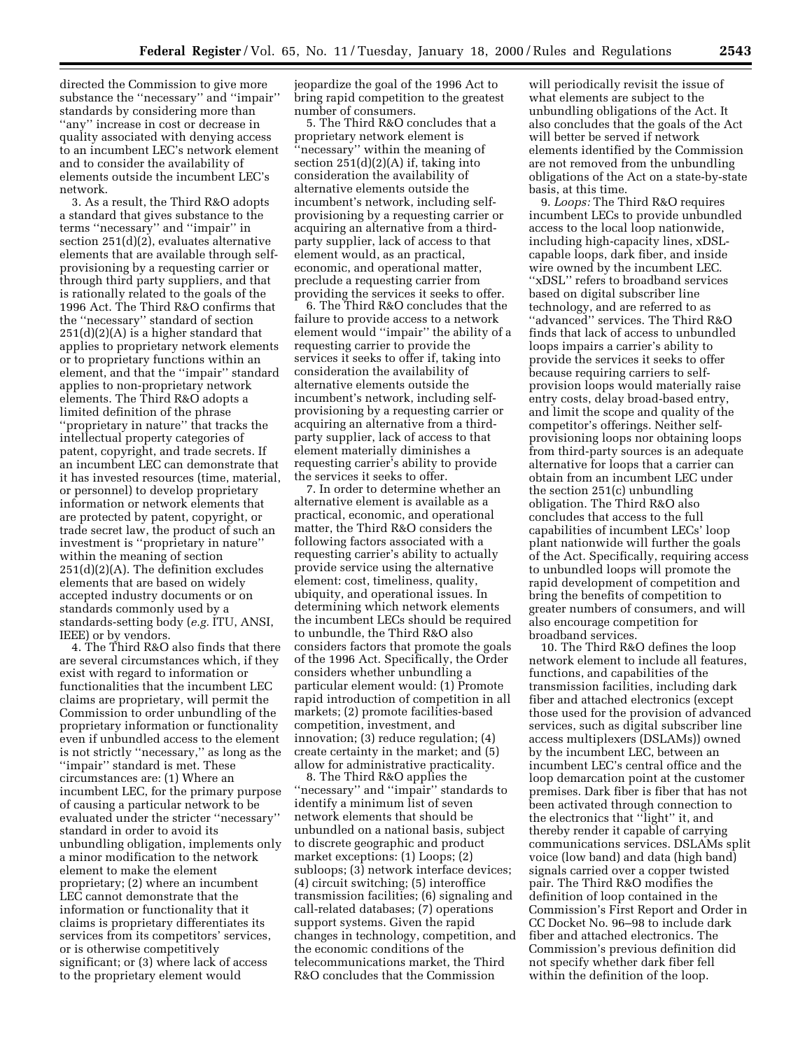directed the Commission to give more substance the ''necessary'' and ''impair'' standards by considering more than ''any'' increase in cost or decrease in quality associated with denying access to an incumbent LEC's network element and to consider the availability of elements outside the incumbent LEC's network.

3. As a result, the Third R&O adopts a standard that gives substance to the terms ''necessary'' and ''impair'' in section 251(d)(2), evaluates alternative elements that are available through self-provisioning by a requesting carrier or through third party suppliers, and that is rationally related to the goals of the 1996 Act. The Third R&O confirms that the ''necessary'' standard of section 251(d)(2)(A) is a higher standard that applies to proprietary network elements or to proprietary functions within an element, and that the ''impair'' standard applies to non-proprietary network elements. The Third R&O adopts a limited definition of the phrase ''proprietary in nature'' that tracks the intellectual property categories of patent, copyright, and trade secrets. If an incumbent LEC can demonstrate that it has invested resources (time, material, or personnel) to develop proprietary information or network elements that are protected by patent, copyright, or trade secret law, the product of such an investment is ''proprietary in nature'' within the meaning of section 251(d)(2)(A). The definition excludes elements that are based on widely accepted industry documents or on standards commonly used by a standards-setting body (*e.g.* ITU, ANSI, IEEE) or by vendors.

4. The Third R&O also finds that there are several circumstances which, if they exist with regard to information or functionalities that the incumbent LEC claims are proprietary, will permit the Commission to order unbundling of the proprietary information or functionality even if unbundled access to the element is not strictly ''necessary,'' as long as the ''impair'' standard is met. These circumstances are: (1) Where an incumbent LEC, for the primary purpose of causing a particular network to be evaluated under the stricter ''necessary'' standard in order to avoid its unbundling obligation, implements only a minor modification to the network element to make the element proprietary; (2) where an incumbent LEC cannot demonstrate that the information or functionality that it claims is proprietary differentiates its services from its competitors' services, or is otherwise competitively significant; or (3) where lack of access to the proprietary element would jeopardize the goal of the 1996 Act to bring rapid competition to the greatest number of consumers.

5. The Third R&O concludes that a proprietary network element is ''necessary'' within the meaning of section 251(d)(2)(A) if, taking into consideration the availability of alternative elements outside the incumbent's network, including self-provisioning by a requesting carrier or acquiring an alternative from a third-party supplier, lack of access to that element would, as an practical, economic, and operational matter, preclude a requesting carrier from providing the services it seeks to offer.

6. The Third R&O concludes that the failure to provide access to a network element would ''impair'' the ability of a requesting carrier to provide the services it seeks to offer if, taking into consideration the availability of alternative elements outside the incumbent's network, including self-provisioning by a requesting carrier or acquiring an alternative from a third-party supplier, lack of access to that element materially diminishes a requesting carrier's ability to provide the services it seeks to offer.

7. In order to determine whether an alternative element is available as a practical, economic, and operational matter, the Third R&O considers the following factors associated with a requesting carrier's ability to actually provide service using the alternative element: cost, timeliness, quality, ubiquity, and operational issues. In determining which network elements the incumbent LECs should be required to unbundle, the Third R&O also considers factors that promote the goals of the 1996 Act. Specifically, the Order considers whether unbundling a particular element would: (1) Promote rapid introduction of competition in all markets; (2) promote facilities-based competition, investment, and innovation; (3) reduce regulation; (4) create certainty in the market; and (5) allow for administrative practicality.

8. The Third R&O applies the ''necessary'' and ''impair'' standards to identify a minimum list of seven network elements that should be unbundled on a national basis, subject to discrete geographic and product market exceptions: (1) Loops; (2) subloops; (3) network interface devices; (4) circuit switching; (5) interoffice transmission facilities; (6) signaling and call-related databases; (7) operations support systems. Given the rapid changes in technology, competition, and the economic conditions of the telecommunications market, the Third R&O concludes that the Commission will periodically revisit the issue of what elements are subject to the unbundling obligations of the Act. It also concludes that the goals of the Act will better be served if network elements identified by the Commission are not removed from the unbundling obligations of the Act on a state-by-state basis, at this time.

9. *Loops:* The Third R&O requires incumbent LECs to provide unbundled access to the local loop nationwide, including high-capacity lines, xDSL-capable loops, dark fiber, and inside wire owned by the incumbent LEC. ''xDSL'' refers to broadband services based on digital subscriber line technology, and are referred to as ''advanced'' services. The Third R&O finds that lack of access to unbundled loops impairs a carrier's ability to provide the services it seeks to offer because requiring carriers to self-provision loops would materially raise entry costs, delay broad-based entry, and limit the scope and quality of the competitor's offerings. Neither self-provisioning loops nor obtaining loops from third-party sources is an adequate alternative for loops that a carrier can obtain from an incumbent LEC under the section 251(c) unbundling obligation. The Third R&O also concludes that access to the full capabilities of incumbent LECs' loop plant nationwide will further the goals of the Act. Specifically, requiring access to unbundled loops will promote the rapid development of competition and bring the benefits of competition to greater numbers of consumers, and will also encourage competition for broadband services.

10. The Third R&O defines the loop network element to include all features, functions, and capabilities of the transmission facilities, including dark fiber and attached electronics (except those used for the provision of advanced services, such as digital subscriber line access multiplexers (DSLAMs)) owned by the incumbent LEC, between an incumbent LEC's central office and the loop demarcation point at the customer premises. Dark fiber is fiber that has not been activated through connection to the electronics that ''light'' it, and thereby render it capable of carrying communications services. DSLAMs split voice (low band) and data (high band) signals carried over a copper twisted pair. The Third R&O modifies the definition of loop contained in the Commission's First Report and Order in CC Docket No. 96–98 to include dark fiber and attached electronics. The Commission's previous definition did not specify whether dark fiber fell within the definition of the loop.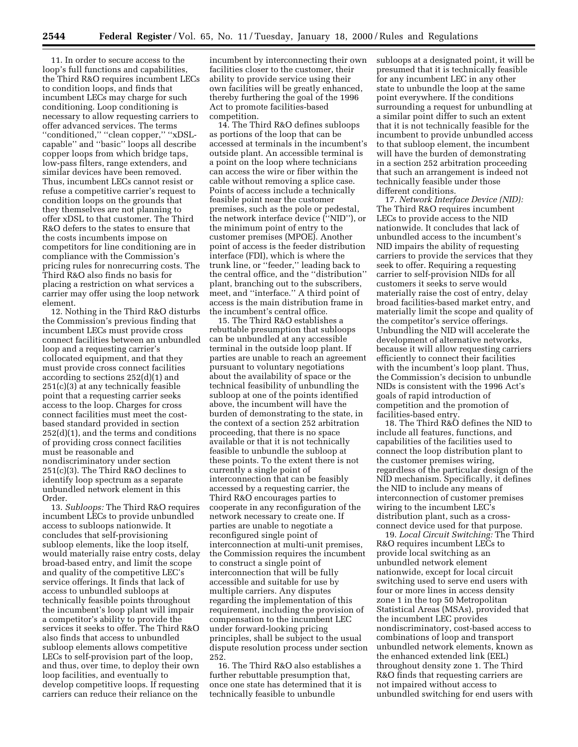11. In order to secure access to the loop's full functions and capabilities, the Third R&O requires incumbent LECs to condition loops, and finds that incumbent LECs may charge for such conditioning. Loop conditioning is necessary to allow requesting carriers to offer advanced services. The terms ''conditioned,'' ''clean copper,'' ''xDSL-capable'' and ''basic'' loops all describe copper loops from which bridge taps, low-pass filters, range extenders, and similar devices have been removed. Thus, incumbent LECs cannot resist or refuse a competitive carrier's request to condition loops on the grounds that they themselves are not planning to offer xDSL to that customer. The Third R&O defers to the states to ensure that the costs incumbents impose on competitors for line conditioning are in compliance with the Commission's pricing rules for nonrecurring costs. The Third R&O also finds no basis for placing a restriction on what services a carrier may offer using the loop network element.

12. Nothing in the Third R&O disturbs the Commission's previous finding that incumbent LECs must provide cross connect facilities between an unbundled loop and a requesting carrier's collocated equipment, and that they must provide cross connect facilities according to sections 252(d)(1) and 251(c)(3) at any technically feasible point that a requesting carrier seeks access to the loop. Charges for cross connect facilities must meet the cost-based standard provided in section 252(d)(1), and the terms and conditions of providing cross connect facilities must be reasonable and nondiscriminatory under section 251(c)(3). The Third R&O declines to identify loop spectrum as a separate unbundled network element in this Order.

13. *Subloops:* The Third R&O requires incumbent LECs to provide unbundled access to subloops nationwide. It concludes that self-provisioning subloop elements, like the loop itself, would materially raise entry costs, delay broad-based entry, and limit the scope and quality of the competitive LEC's service offerings. It finds that lack of access to unbundled subloops at technically feasible points throughout the incumbent's loop plant will impair a competitor's ability to provide the services it seeks to offer. The Third R&O also finds that access to unbundled subloop elements allows competitive LECs to self-provision part of the loop, and thus, over time, to deploy their own loop facilities, and eventually to develop competitive loops. If requesting carriers can reduce their reliance on the incumbent by interconnecting their own facilities closer to the customer, their ability to provide service using their own facilities will be greatly enhanced, thereby furthering the goal of the 1996 Act to promote facilities-based competition.

14. The Third R&O defines subloops as portions of the loop that can be accessed at terminals in the incumbent's outside plant. An accessible terminal is a point on the loop where technicians can access the wire or fiber within the cable without removing a splice case. Points of access include a technically feasible point near the customer premises, such as the pole or pedestal, the network interface device (''NID''), or the minimum point of entry to the customer premises (MPOE). Another point of access is the feeder distribution interface (FDI), which is where the trunk line, or ''feeder,'' leading back to the central office, and the ''distribution'' plant, branching out to the subscribers, meet, and ''interface.'' A third point of access is the main distribution frame in the incumbent's central office.

15. The Third R&O establishes a rebuttable presumption that subloops can be unbundled at any accessible terminal in the outside loop plant. If parties are unable to reach an agreement pursuant to voluntary negotiations about the availability of space or the technical feasibility of unbundling the subloop at one of the points identified above, the incumbent will have the burden of demonstrating to the state, in the context of a section 252 arbitration proceeding, that there is no space available or that it is not technically feasible to unbundle the subloop at these points. To the extent there is not currently a single point of interconnection that can be feasibly accessed by a requesting carrier, the Third R&O encourages parties to cooperate in any reconfiguration of the network necessary to create one. If parties are unable to negotiate a reconfigured single point of interconnection at multi-unit premises, the Commission requires the incumbent to construct a single point of interconnection that will be fully accessible and suitable for use by multiple carriers. Any disputes regarding the implementation of this requirement, including the provision of compensation to the incumbent LEC under forward-looking pricing principles, shall be subject to the usual dispute resolution process under section 252.

16. The Third R&O also establishes a further rebuttable presumption that, once one state has determined that it is technically feasible to unbundle subloops at a designated point, it will be presumed that it is technically feasible for any incumbent LEC in any other state to unbundle the loop at the same point everywhere. If the conditions surrounding a request for unbundling at a similar point differ to such an extent that it is not technically feasible for the incumbent to provide unbundled access to that subloop element, the incumbent will have the burden of demonstrating in a section 252 arbitration proceeding that such an arrangement is indeed not technically feasible under those different conditions.

17. *Network Interface Device (NID):* The Third R&O requires incumbent LECs to provide access to the NID nationwide. It concludes that lack of unbundled access to the incumbent's NID impairs the ability of requesting carriers to provide the services that they seek to offer. Requiring a requesting carrier to self-provision NIDs for all customers it seeks to serve would materially raise the cost of entry, delay broad facilities-based market entry, and materially limit the scope and quality of the competitor's service offerings. Unbundling the NID will accelerate the development of alternative networks, because it will allow requesting carriers efficiently to connect their facilities with the incumbent's loop plant. Thus, the Commission's decision to unbundle NIDs is consistent with the 1996 Act's goals of rapid introduction of competition and the promotion of facilities-based entry.

18. The Third R&O defines the NID to include all features, functions, and capabilities of the facilities used to connect the loop distribution plant to the customer premises wiring, regardless of the particular design of the NID mechanism. Specifically, it defines the NID to include any means of interconnection of customer premises wiring to the incumbent LEC's distribution plant, such as a cross-connect device used for that purpose.

19. *Local Circuit Switching:* The Third R&O requires incumbent LECs to provide local switching as an unbundled network element nationwide, except for local circuit switching used to serve end users with four or more lines in access density zone 1 in the top 50 Metropolitan Statistical Areas (MSAs), provided that the incumbent LEC provides nondiscriminatory, cost-based access to combinations of loop and transport unbundled network elements, known as the enhanced extended link (EEL) throughout density zone 1. The Third R&O finds that requesting carriers are not impaired without access to unbundled switching for end users with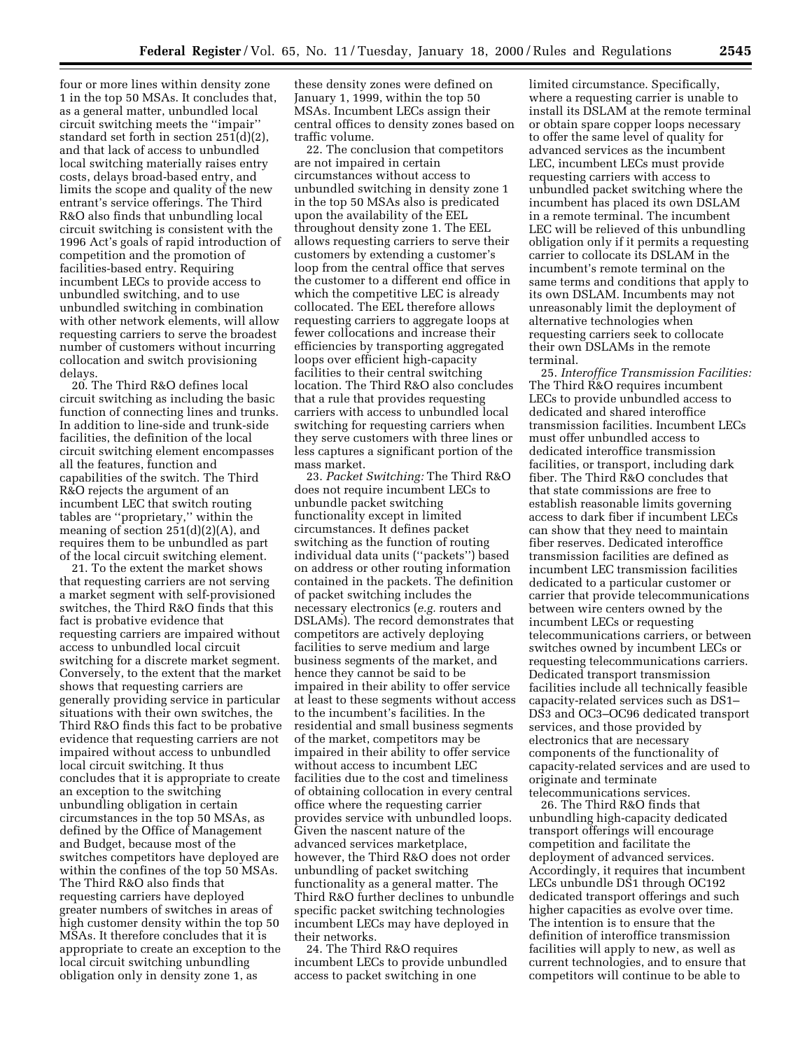four or more lines within density zone 1 in the top 50 MSAs. It concludes that, as a general matter, unbundled local circuit switching meets the ''impair'' standard set forth in section 251(d)(2), and that lack of access to unbundled local switching materially raises entry costs, delays broad-based entry, and limits the scope and quality of the new entrant's service offerings. The Third R&O also finds that unbundling local circuit switching is consistent with the 1996 Act's goals of rapid introduction of competition and the promotion of facilities-based entry. Requiring incumbent LECs to provide access to unbundled switching, and to use unbundled switching in combination with other network elements, will allow requesting carriers to serve the broadest number of customers without incurring collocation and switch provisioning delays.

20. The Third R&O defines local circuit switching as including the basic function of connecting lines and trunks. In addition to line-side and trunk-side facilities, the definition of the local circuit switching element encompasses all the features, function and capabilities of the switch. The Third R&O rejects the argument of an incumbent LEC that switch routing tables are ''proprietary,'' within the meaning of section 251(d)(2)(A), and requires them to be unbundled as part of the local circuit switching element.

21. To the extent the market shows that requesting carriers are not serving a market segment with self-provisioned switches, the Third R&O finds that this fact is probative evidence that requesting carriers are impaired without access to unbundled local circuit switching for a discrete market segment. Conversely, to the extent that the market shows that requesting carriers are generally providing service in particular situations with their own switches, the Third R&O finds this fact to be probative evidence that requesting carriers are not impaired without access to unbundled local circuit switching. It thus concludes that it is appropriate to create an exception to the switching unbundling obligation in certain circumstances in the top 50 MSAs, as defined by the Office of Management and Budget, because most of the switches competitors have deployed are within the confines of the top 50 MSAs. The Third R&O also finds that requesting carriers have deployed greater numbers of switches in areas of high customer density within the top 50 MSAs. It therefore concludes that it is appropriate to create an exception to the local circuit switching unbundling obligation only in density zone 1, as these density zones were defined on January 1, 1999, within the top 50 MSAs. Incumbent LECs assign their central offices to density zones based on traffic volume.

22. The conclusion that competitors are not impaired in certain circumstances without access to unbundled switching in density zone 1 in the top 50 MSAs also is predicated upon the availability of the EEL throughout density zone 1. The EEL allows requesting carriers to serve their customers by extending a customer's loop from the central office that serves the customer to a different end office in which the competitive LEC is already collocated. The EEL therefore allows requesting carriers to aggregate loops at fewer collocations and increase their efficiencies by transporting aggregated loops over efficient high-capacity facilities to their central switching location. The Third R&O also concludes that a rule that provides requesting carriers with access to unbundled local switching for requesting carriers when they serve customers with three lines or less captures a significant portion of the mass market.

23. *Packet Switching:* The Third R&O does not require incumbent LECs to unbundle packet switching functionality except in limited circumstances. It defines packet switching as the function of routing individual data units (''packets'') based on address or other routing information contained in the packets. The definition of packet switching includes the necessary electronics (*e.g.* routers and DSLAMs). The record demonstrates that competitors are actively deploying facilities to serve medium and large business segments of the market, and hence they cannot be said to be impaired in their ability to offer service at least to these segments without access to the incumbent's facilities. In the residential and small business segments of the market, competitors may be impaired in their ability to offer service without access to incumbent LEC facilities due to the cost and timeliness of obtaining collocation in every central office where the requesting carrier provides service with unbundled loops. Given the nascent nature of the advanced services marketplace, however, the Third R&O does not order unbundling of packet switching functionality as a general matter. The Third R&O further declines to unbundle specific packet switching technologies incumbent LECs may have deployed in their networks.

24. The Third R&O requires incumbent LECs to provide unbundled access to packet switching in one limited circumstance. Specifically, where a requesting carrier is unable to install its DSLAM at the remote terminal or obtain spare copper loops necessary to offer the same level of quality for advanced services as the incumbent LEC, incumbent LECs must provide requesting carriers with access to unbundled packet switching where the incumbent has placed its own DSLAM in a remote terminal. The incumbent LEC will be relieved of this unbundling obligation only if it permits a requesting carrier to collocate its DSLAM in the incumbent's remote terminal on the same terms and conditions that apply to its own DSLAM. Incumbents may not unreasonably limit the deployment of alternative technologies when requesting carriers seek to collocate their own DSLAMs in the remote terminal.

25. *Interoffice Transmission Facilities:* The Third R&O requires incumbent LECs to provide unbundled access to dedicated and shared interoffice transmission facilities. Incumbent LECs must offer unbundled access to dedicated interoffice transmission facilities, or transport, including dark fiber. The Third R&O concludes that that state commissions are free to establish reasonable limits governing access to dark fiber if incumbent LECs can show that they need to maintain fiber reserves. Dedicated interoffice transmission facilities are defined as incumbent LEC transmission facilities dedicated to a particular customer or carrier that provide telecommunications between wire centers owned by the incumbent LECs or requesting telecommunications carriers, or between switches owned by incumbent LECs or requesting telecommunications carriers. Dedicated transport transmission facilities include all technically feasible capacity-related services such as DS1–DS3 and OC3–OC96 dedicated transport services, and those provided by electronics that are necessary components of the functionality of capacity-related services and are used to originate and terminate telecommunications services.

26. The Third R&O finds that unbundling high-capacity dedicated transport offerings will encourage competition and facilitate the deployment of advanced services. Accordingly, it requires that incumbent LECs unbundle DS1 through OC192 dedicated transport offerings and such higher capacities as evolve over time. The intention is to ensure that the definition of interoffice transmission facilities will apply to new, as well as current technologies, and to ensure that competitors will continue to be able to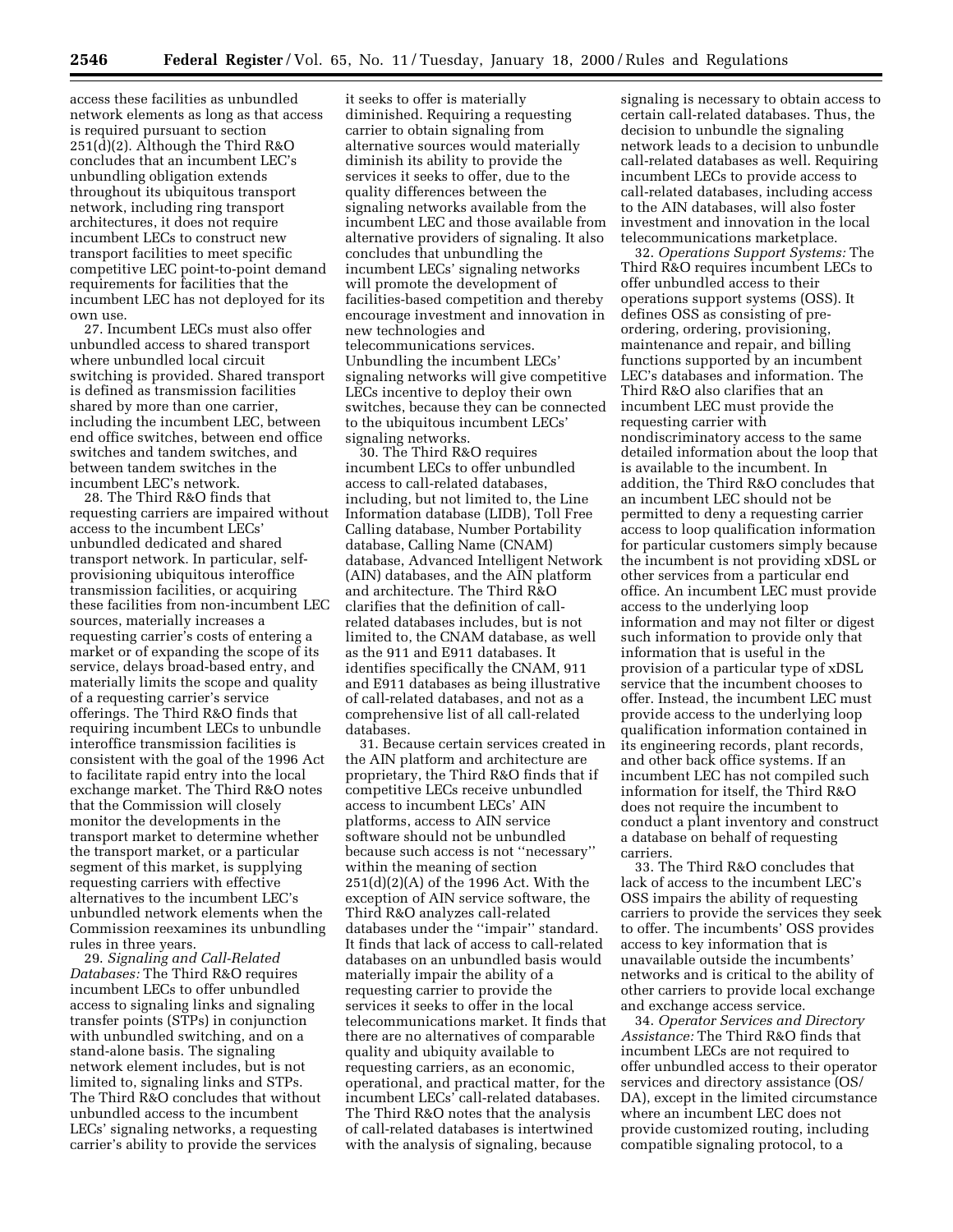access these facilities as unbundled network elements as long as that access is required pursuant to section 251(d)(2). Although the Third R&O concludes that an incumbent LEC's unbundling obligation extends throughout its ubiquitous transport network, including ring transport architectures, it does not require incumbent LECs to construct new transport facilities to meet specific competitive LEC point-to-point demand requirements for facilities that the incumbent LEC has not deployed for its own use.

27. Incumbent LECs must also offer unbundled access to shared transport where unbundled local circuit switching is provided. Shared transport is defined as transmission facilities shared by more than one carrier, including the incumbent LEC, between end office switches, between end office switches and tandem switches, and between tandem switches in the incumbent LEC's network.

28. The Third R&O finds that requesting carriers are impaired without access to the incumbent LECs' unbundled dedicated and shared transport network. In particular, self-provisioning ubiquitous interoffice transmission facilities, or acquiring these facilities from non-incumbent LEC sources, materially increases a requesting carrier's costs of entering a market or of expanding the scope of its service, delays broad-based entry, and materially limits the scope and quality of a requesting carrier's service offerings. The Third R&O finds that requiring incumbent LECs to unbundle interoffice transmission facilities is consistent with the goal of the 1996 Act to facilitate rapid entry into the local exchange market. The Third R&O notes that the Commission will closely monitor the developments in the transport market to determine whether the transport market, or a particular segment of this market, is supplying requesting carriers with effective alternatives to the incumbent LEC's unbundled network elements when the Commission reexamines its unbundling rules in three years.

29. *Signaling and Call-Related Databases:* The Third R&O requires incumbent LECs to offer unbundled access to signaling links and signaling transfer points (STPs) in conjunction with unbundled switching, and on a stand-alone basis. The signaling network element includes, but is not limited to, signaling links and STPs. The Third R&O concludes that without unbundled access to the incumbent LECs' signaling networks, a requesting carrier's ability to provide the services it seeks to offer is materially diminished. Requiring a requesting carrier to obtain signaling from alternative sources would materially diminish its ability to provide the services it seeks to offer, due to the quality differences between the signaling networks available from the incumbent LEC and those available from alternative providers of signaling. It also concludes that unbundling the incumbent LECs' signaling networks will promote the development of facilities-based competition and thereby encourage investment and innovation in new technologies and telecommunications services. Unbundling the incumbent LECs' signaling networks will give competitive LECs incentive to deploy their own switches, because they can be connected to the ubiquitous incumbent LECs' signaling networks.

30. The Third R&O requires incumbent LECs to offer unbundled access to call-related databases, including, but not limited to, the Line Information database (LIDB), Toll Free Calling database, Number Portability database, Calling Name (CNAM) database, Advanced Intelligent Network (AIN) databases, and the AIN platform and architecture. The Third R&O clarifies that the definition of call-related databases includes, but is not limited to, the CNAM database, as well as the 911 and E911 databases. It identifies specifically the CNAM, 911 and E911 databases as being illustrative of call-related databases, and not as a comprehensive list of all call-related databases.

31. Because certain services created in the AIN platform and architecture are proprietary, the Third R&O finds that if competitive LECs receive unbundled access to incumbent LECs' AIN platforms, access to AIN service software should not be unbundled because such access is not ''necessary'' within the meaning of section 251(d)(2)(A) of the 1996 Act. With the exception of AIN service software, the Third R&O analyzes call-related databases under the ''impair'' standard. It finds that lack of access to call-related databases on an unbundled basis would materially impair the ability of a requesting carrier to provide the services it seeks to offer in the local telecommunications market. It finds that there are no alternatives of comparable quality and ubiquity available to requesting carriers, as an economic, operational, and practical matter, for the incumbent LECs' call-related databases. The Third R&O notes that the analysis of call-related databases is intertwined with the analysis of signaling, because signaling is necessary to obtain access to certain call-related databases. Thus, the decision to unbundle the signaling network leads to a decision to unbundle call-related databases as well. Requiring incumbent LECs to provide access to call-related databases, including access to the AIN databases, will also foster investment and innovation in the local telecommunications marketplace.

32. *Operations Support Systems:* The Third R&O requires incumbent LECs to offer unbundled access to their operations support systems (OSS). It defines OSS as consisting of pre-ordering, ordering, provisioning, maintenance and repair, and billing functions supported by an incumbent LEC's databases and information. The Third R&O also clarifies that an incumbent LEC must provide the requesting carrier with nondiscriminatory access to the same detailed information about the loop that is available to the incumbent. In addition, the Third R&O concludes that an incumbent LEC should not be permitted to deny a requesting carrier access to loop qualification information for particular customers simply because the incumbent is not providing xDSL or other services from a particular end office. An incumbent LEC must provide access to the underlying loop information and may not filter or digest such information to provide only that information that is useful in the provision of a particular type of xDSL service that the incumbent chooses to offer. Instead, the incumbent LEC must provide access to the underlying loop qualification information contained in its engineering records, plant records, and other back office systems. If an incumbent LEC has not compiled such information for itself, the Third R&O does not require the incumbent to conduct a plant inventory and construct a database on behalf of requesting carriers.

33. The Third R&O concludes that lack of access to the incumbent LEC's OSS impairs the ability of requesting carriers to provide the services they seek to offer. The incumbents' OSS provides access to key information that is unavailable outside the incumbents' networks and is critical to the ability of other carriers to provide local exchange and exchange access service.

34. *Operator Services and Directory Assistance:* The Third R&O finds that incumbent LECs are not required to offer unbundled access to their operator services and directory assistance (OS/DA), except in the limited circumstance where an incumbent LEC does not provide customized routing, including compatible signaling protocol, to a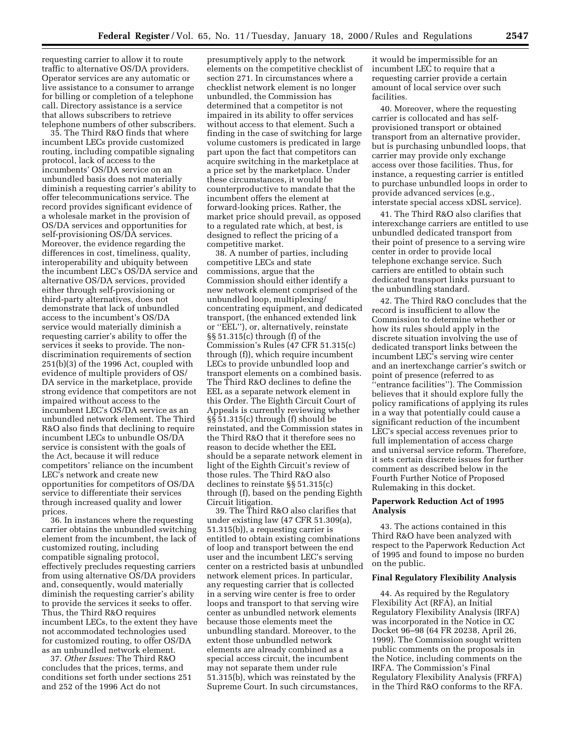requesting carrier to allow it to route traffic to alternative OS/DA providers. Operator services are any automatic or live assistance to a consumer to arrange for billing or completion of a telephone call. Directory assistance is a service that allows subscribers to retrieve telephone numbers of other subscribers.

35. The Third R&O finds that where incumbent LECs provide customized routing, including compatible signaling protocol, lack of access to the incumbents' OS/DA service on an unbundled basis does not materially diminish a requesting carrier's ability to offer telecommunications service. The record provides significant evidence of a wholesale market in the provision of OS/DA services and opportunities for self-provisioning OS/DA services. Moreover, the evidence regarding the differences in cost, timeliness, quality, interoperability and ubiquity between the incumbent LEC's OS/DA service and alternative OS/DA services, provided either through self-provisioning or third-party alternatives, does not demonstrate that lack of unbundled access to the incumbent's OS/DA service would materially diminish a requesting carrier's ability to offer the services it seeks to provide. The non-discrimination requirements of section 251(b)(3) of the 1996 Act, coupled with evidence of multiple providers of OS/DA service in the marketplace, provide strong evidence that competitors are not impaired without access to the incumbent LEC's OS/DA service as an unbundled network element. The Third R&O also finds that declining to require incumbent LECs to unbundle OS/DA service is consistent with the goals of the Act, because it will reduce competitors' reliance on the incumbent LEC's network and create new opportunities for competitors of OS/DA service to differentiate their services through increased quality and lower prices.

36. In instances where the requesting carrier obtains the unbundled switching element from the incumbent, the lack of customized routing, including compatible signaling protocol, effectively precludes requesting carriers from using alternative OS/DA providers and, consequently, would materially diminish the requesting carrier's ability to provide the services it seeks to offer. Thus, the Third R&O requires incumbent LECs, to the extent they have not accommodated technologies used for customized routing, to offer OS/DA as an unbundled network element.

37. *Other Issues:* The Third R&O concludes that the prices, terms, and conditions set forth under sections 251 and 252 of the 1996 Act do not presumptively apply to the network elements on the competitive checklist of section 271. In circumstances where a checklist network element is no longer unbundled, the Commission has determined that a competitor is not impaired in its ability to offer services without access to that element. Such a finding in the case of switching for large volume customers is predicated in large part upon the fact that competitors can acquire switching in the marketplace at a price set by the marketplace. Under these circumstances, it would be counterproductive to mandate that the incumbent offers the element at forward-looking prices. Rather, the market price should prevail, as opposed to a regulated rate which, at best, is designed to reflect the pricing of a competitive market.

38. A number of parties, including competitive LECs and state commissions, argue that the Commission should either identify a new network element comprised of the unbundled loop, multiplexing/concentrating equipment, and dedicated transport, (the enhanced extended link or ''EEL''), or, alternatively, reinstate §§ 51.315(c) through (f) of the Commission's Rules (47 CFR 51.315(c) through (f)), which require incumbent LECs to provide unbundled loop and transport elements on a combined basis. The Third R&O declines to define the EEL as a separate network element in this Order. The Eighth Circuit Court of Appeals is currently reviewing whether §§ 51.315(c) through (f) should be reinstated, and the Commission states in the Third R&O that it therefore sees no reason to decide whether the EEL should be a separate network element in light of the Eighth Circuit's review of those rules. The Third R&O also declines to reinstate §§ 51.315(c) through (f), based on the pending Eighth Circuit litigation.

39. The Third R&O also clarifies that under existing law (47 CFR 51.309(a), 51.315(b)), a requesting carrier is entitled to obtain existing combinations of loop and transport between the end user and the incumbent LEC's serving center on a restricted basis at unbundled network element prices. In particular, any requesting carrier that is collected in a serving wire center is free to order loops and transport to that serving wire center as unbundled network elements because those elements meet the unbundling standard. Moreover, to the extent those unbundled network elements are already combined as a special access circuit, the incumbent may not separate them under rule 51.315(b), which was reinstated by the Supreme Court. In such circumstances, it would be impermissible for an incumbent LEC to require that a requesting carrier provide a certain amount of local service over such facilities.

40. Moreover, where the requesting carrier is collocated and has self-provisioned transport or obtained transport from an alternative provider, but is purchasing unbundled loops, that carrier may provide only exchange access over those facilities. Thus, for instance, a requesting carrier is entitled to purchase unbundled loops in order to provide advanced services (e.g., interstate special access xDSL service).

41. The Third R&O also clarifies that interexchange carriers are entitled to use unbundled dedicated transport from their point of presence to a serving wire center in order to provide local telephone exchange service. Such carriers are entitled to obtain such dedicated transport links pursuant to the unbundling standard.

42. The Third R&O concludes that the record is insufficient to allow the Commission to determine whether or how its rules should apply in the discrete situation involving the use of dedicated transport links between the incumbent LEC's serving wire center and an inertexchange carrier's switch or point of presence (referred to as ''entrance facilities''). The Commission believes that it should explore fully the policy ramifications of applying its rules in a way that potentially could cause a significant reduction of the incumbent LEC's special access revenues prior to full implementation of access charge and universal service reform. Therefore, it sets certain discrete issues for further comment as described below in the Fourth Further Notice of Proposed Rulemaking in this docket.

## Paperwork Reduction Act of 1995 Analysis

43. The actions contained in this Third R&O have been analyzed with respect to the Paperwork Reduction Act of 1995 and found to impose no burden on the public.

## Final Regulatory Flexibility Analysis

44. As required by the Regulatory Flexibility Act (RFA), an Initial Regulatory Flexibility Analysis (IRFA) was incorporated in the Notice in CC Docket 96–98 (64 FR 20238, April 26, 1999). The Commission sought written public comments on the proposals in the Notice, including comments on the IRFA. The Commission's Final Regulatory Flexibility Analysis (FRFA) in the Third R&O conforms to the RFA.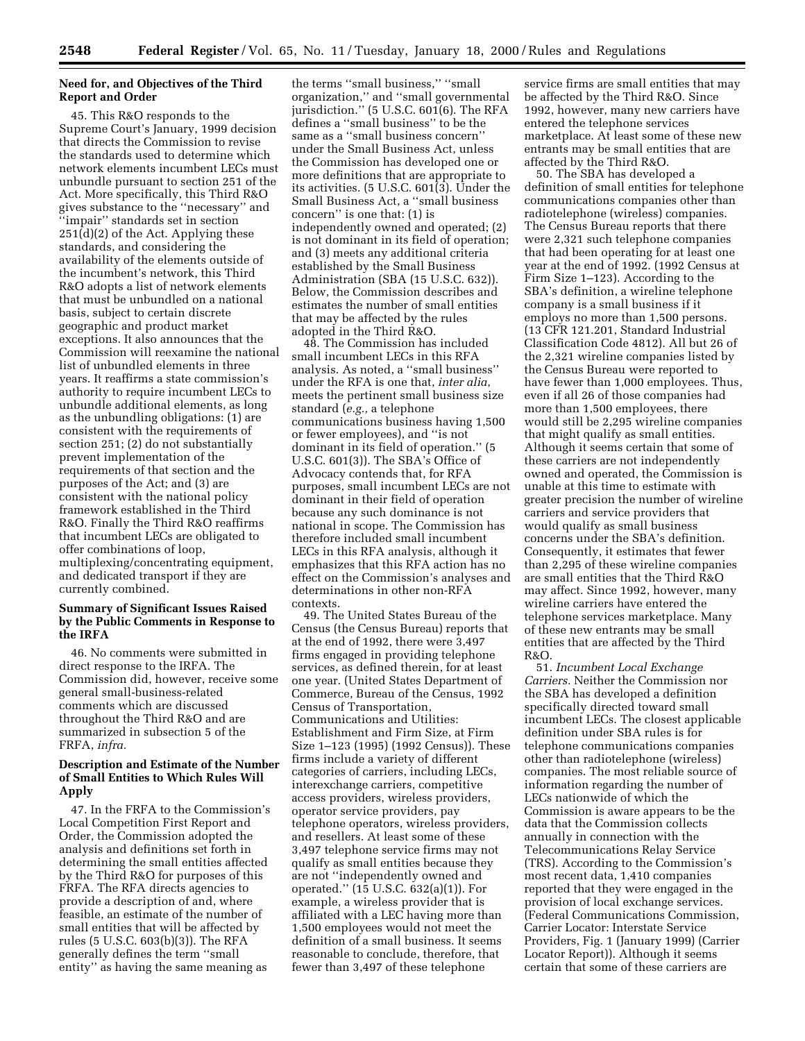### Need for, and Objectives of the Third Report and Order

45. This R&O responds to the Supreme Court's January, 1999 decision that directs the Commission to revise the standards used to determine which network elements incumbent LECs must unbundle pursuant to section 251 of the Act. More specifically, this Third R&O gives substance to the ''necessary'' and ''impair'' standards set in section 251(d)(2) of the Act. Applying these standards, and considering the availability of the elements outside of the incumbent's network, this Third R&O adopts a list of network elements that must be unbundled on a national basis, subject to certain discrete geographic and product market exceptions. It also announces that the Commission will reexamine the national list of unbundled elements in three years. It reaffirms a state commission's authority to require incumbent LECs to unbundle additional elements, as long as the unbundling obligations: (1) are consistent with the requirements of section 251; (2) do not substantially prevent implementation of the requirements of that section and the purposes of the Act; and (3) are consistent with the national policy framework established in the Third R&O. Finally the Third R&O reaffirms that incumbent LECs are obligated to offer combinations of loop, multiplexing/concentrating equipment, and dedicated transport if they are currently combined.

### Summary of Significant Issues Raised by the Public Comments in Response to the IRFA

46. No comments were submitted in direct response to the IRFA. The Commission did, however, receive some general small-business-related comments which are discussed throughout the Third R&O and are summarized in subsection 5 of the FRFA, *infra.*

### Description and Estimate of the Number of Small Entities to Which Rules Will Apply

47. In the FRFA to the Commission's Local Competition First Report and Order, the Commission adopted the analysis and definitions set forth in determining the small entities affected by the Third R&O for purposes of this FRFA. The RFA directs agencies to provide a description of and, where feasible, an estimate of the number of small entities that will be affected by rules (5 U.S.C. 603(b)(3)). The RFA generally defines the term ''small entity'' as having the same meaning as the terms ''small business,'' ''small organization,'' and ''small governmental jurisdiction.'' (5 U.S.C. 601(6). The RFA defines a ''small business'' to be the same as a ''small business concern'' under the Small Business Act, unless the Commission has developed one or more definitions that are appropriate to its activities. (5 U.S.C. 601(3). Under the Small Business Act, a ''small business concern'' is one that: (1) is independently owned and operated; (2) is not dominant in its field of operation; and (3) meets any additional criteria established by the Small Business Administration (SBA (15 U.S.C. 632)). Below, the Commission describes and estimates the number of small entities that may be affected by the rules adopted in the Third R&O.

48. The Commission has included small incumbent LECs in this RFA analysis. As noted, a ''small business'' under the RFA is one that, *inter alia*, meets the pertinent small business size standard (*e.g.,* a telephone communications business having 1,500 or fewer employees), and ''is not dominant in its field of operation.'' (5 U.S.C. 601(3)). The SBA's Office of Advocacy contends that, for RFA purposes, small incumbent LECs are not dominant in their field of operation because any such dominance is not national in scope. The Commission has therefore included small incumbent LECs in this RFA analysis, although it emphasizes that this RFA action has no effect on the Commission's analyses and determinations in other non-RFA contexts.

49. The United States Bureau of the Census (the Census Bureau) reports that at the end of 1992, there were 3,497 firms engaged in providing telephone services, as defined therein, for at least one year. (United States Department of Commerce, Bureau of the Census, 1992 Census of Transportation, Communications and Utilities: Establishment and Firm Size, at Firm Size 1–123 (1995) (1992 Census)). These firms include a variety of different categories of carriers, including LECs, interexchange carriers, competitive access providers, wireless providers, operator service providers, pay telephone operators, wireless providers, and resellers. At least some of these 3,497 telephone service firms may not qualify as small entities because they are not ''independently owned and operated.'' (15 U.S.C. 632(a)(1)). For example, a wireless provider that is affiliated with a LEC having more than 1,500 employees would not meet the definition of a small business. It seems reasonable to conclude, therefore, that fewer than 3,497 of these telephone service firms are small entities that may be affected by the Third R&O. Since 1992, however, many new carriers have entered the telephone services marketplace. At least some of these new entrants may be small entities that are affected by the Third R&O.

50. The SBA has developed a definition of small entities for telephone communications companies other than radiotelephone (wireless) companies. The Census Bureau reports that there were 2,321 such telephone companies that had been operating for at least one year at the end of 1992. (1992 Census at Firm Size 1–123). According to the SBA's definition, a wireline telephone company is a small business if it employs no more than 1,500 persons. (13 CFR 121.201, Standard Industrial Classification Code 4812). All but 26 of the 2,321 wireline companies listed by the Census Bureau were reported to have fewer than 1,000 employees. Thus, even if all 26 of those companies had more than 1,500 employees, there would still be 2,295 wireline companies that might qualify as small entities. Although it seems certain that some of these carriers are not independently owned and operated, the Commission is unable at this time to estimate with greater precision the number of wireline carriers and service providers that would qualify as small business concerns under the SBA's definition. Consequently, it estimates that fewer than 2,295 of these wireline companies are small entities that the Third R&O may affect. Since 1992, however, many wireline carriers have entered the telephone services marketplace. Many of these new entrants may be small entities that are affected by the Third R&O.

51. *Incumbent Local Exchange Carriers.* Neither the Commission nor the SBA has developed a definition specifically directed toward small incumbent LECs. The closest applicable definition under SBA rules is for telephone communications companies other than radiotelephone (wireless) companies. The most reliable source of information regarding the number of LECs nationwide of which the Commission is aware appears to be the data that the Commission collects annually in connection with the Telecommunications Relay Service (TRS). According to the Commission's most recent data, 1,410 companies reported that they were engaged in the provision of local exchange services. (Federal Communications Commission, Carrier Locator: Interstate Service Providers, Fig. 1 (January 1999) (Carrier Locator Report)). Although it seems certain that some of these carriers are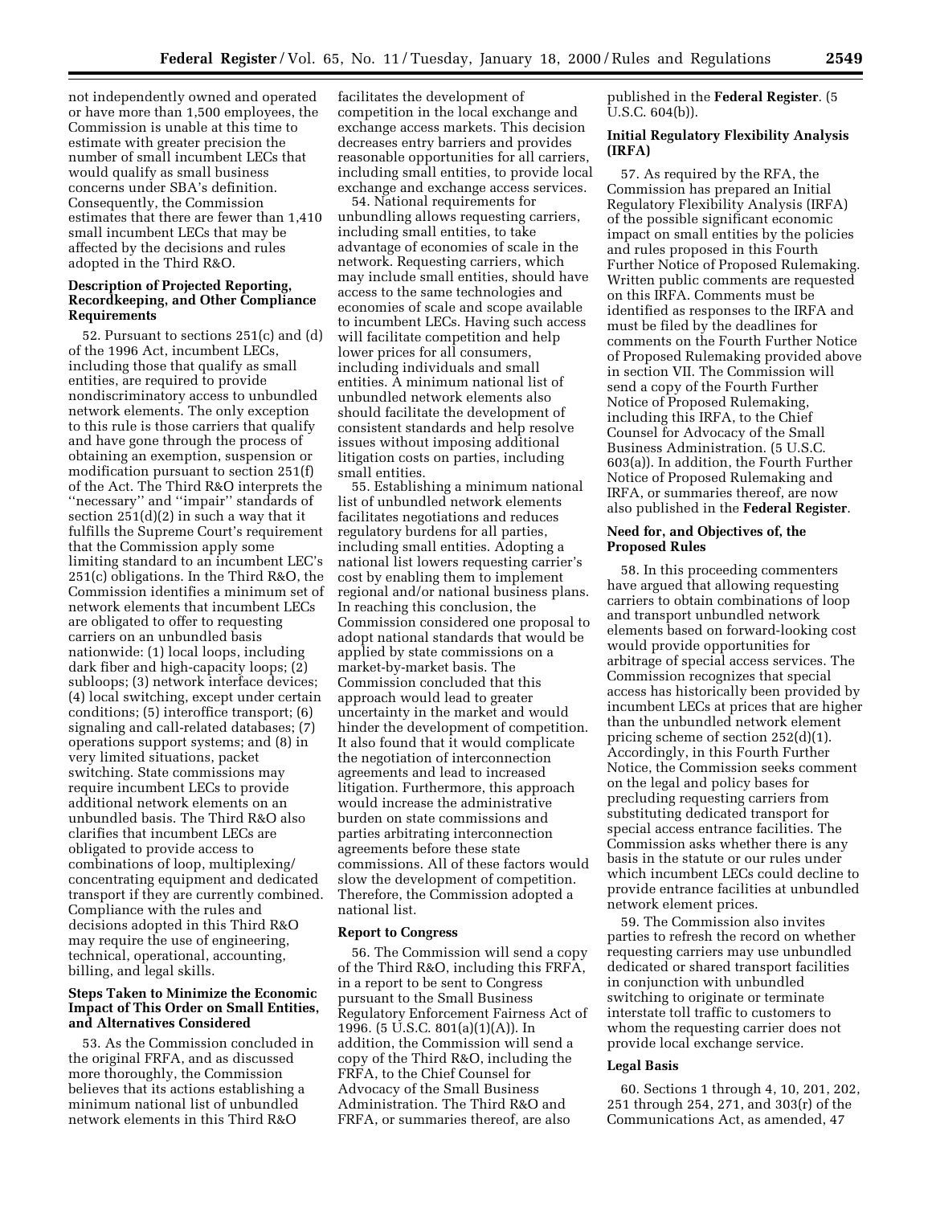not independently owned and operated or have more than 1,500 employees, the Commission is unable at this time to estimate with greater precision the number of small incumbent LECs that would qualify as small business concerns under SBA's definition. Consequently, the Commission estimates that there are fewer than 1,410 small incumbent LECs that may be affected by the decisions and rules adopted in the Third R&O.

### Description of Projected Reporting, Recordkeeping, and Other Compliance Requirements

52. Pursuant to sections 251(c) and (d) of the 1996 Act, incumbent LECs, including those that qualify as small entities, are required to provide nondiscriminatory access to unbundled network elements. The only exception to this rule is those carriers that qualify and have gone through the process of obtaining an exemption, suspension or modification pursuant to section 251(f) of the Act. The Third R&O interprets the ''necessary'' and ''impair'' standards of section 251(d)(2) in such a way that it fulfills the Supreme Court's requirement that the Commission apply some limiting standard to an incumbent LEC's 251(c) obligations. In the Third R&O, the Commission identifies a minimum set of network elements that incumbent LECs are obligated to offer to requesting carriers on an unbundled basis nationwide: (1) local loops, including dark fiber and high-capacity loops; (2) subloops; (3) network interface devices; (4) local switching, except under certain conditions; (5) interoffice transport; (6) signaling and call-related databases; (7) operations support systems; and (8) in very limited situations, packet switching. State commissions may require incumbent LECs to provide additional network elements on an unbundled basis. The Third R&O also clarifies that incumbent LECs are obligated to provide access to combinations of loop, multiplexing/concentrating equipment and dedicated transport if they are currently combined. Compliance with the rules and decisions adopted in this Third R&O may require the use of engineering, technical, operational, accounting, billing, and legal skills.

### Steps Taken to Minimize the Economic Impact of This Order on Small Entities, and Alternatives Considered

53. As the Commission concluded in the original FRFA, and as discussed more thoroughly, the Commission believes that its actions establishing a minimum national list of unbundled network elements in this Third R&O facilitates the development of competition in the local exchange and exchange access markets. This decision decreases entry barriers and provides reasonable opportunities for all carriers, including small entities, to provide local exchange and exchange access services.

54. National requirements for unbundling allows requesting carriers, including small entities, to take advantage of economies of scale in the network. Requesting carriers, which may include small entities, should have access to the same technologies and economies of scale and scope available to incumbent LECs. Having such access will facilitate competition and help lower prices for all consumers, including individuals and small entities. A minimum national list of unbundled network elements also should facilitate the development of consistent standards and help resolve issues without imposing additional litigation costs on parties, including small entities.

55. Establishing a minimum national list of unbundled network elements facilitates negotiations and reduces regulatory burdens for all parties, including small entities. Adopting a national list lowers requesting carrier's cost by enabling them to implement regional and/or national business plans. In reaching this conclusion, the Commission considered one proposal to adopt national standards that would be applied by state commissions on a market-by-market basis. The Commission concluded that this approach would lead to greater uncertainty in the market and would hinder the development of competition. It also found that it would complicate the negotiation of interconnection agreements and lead to increased litigation. Furthermore, this approach would increase the administrative burden on state commissions and parties arbitrating interconnection agreements before these state commissions. All of these factors would slow the development of competition. Therefore, the Commission adopted a national list.

### Report to Congress

56. The Commission will send a copy of the Third R&O, including this FRFA, in a report to be sent to Congress pursuant to the Small Business Regulatory Enforcement Fairness Act of 1996. (5 U.S.C. 801(a)(1)(A)). In addition, the Commission will send a copy of the Third R&O, including the FRFA, to the Chief Counsel for Advocacy of the Small Business Administration. The Third R&O and FRFA, or summaries thereof, are also published in the **Federal Register**. (5 U.S.C. 604(b)).

### Initial Regulatory Flexibility Analysis (IRFA)

57. As required by the RFA, the Commission has prepared an Initial Regulatory Flexibility Analysis (IRFA) of the possible significant economic impact on small entities by the policies and rules proposed in this Fourth Further Notice of Proposed Rulemaking. Written public comments are requested on this IRFA. Comments must be identified as responses to the IRFA and must be filed by the deadlines for comments on the Fourth Further Notice of Proposed Rulemaking provided above in section VII. The Commission will send a copy of the Fourth Further Notice of Proposed Rulemaking, including this IRFA, to the Chief Counsel for Advocacy of the Small Business Administration. (5 U.S.C. 603(a)). In addition, the Fourth Further Notice of Proposed Rulemaking and IRFA, or summaries thereof, are now also published in the **Federal Register**.

### Need for, and Objectives of, the Proposed Rules

58. In this proceeding commenters have argued that allowing requesting carriers to obtain combinations of loop and transport unbundled network elements based on forward-looking cost would provide opportunities for arbitrage of special access services. The Commission recognizes that special access has historically been provided by incumbent LECs at prices that are higher than the unbundled network element pricing scheme of section 252(d)(1). Accordingly, in this Fourth Further Notice, the Commission seeks comment on the legal and policy bases for precluding requesting carriers from substituting dedicated transport for special access entrance facilities. The Commission asks whether there is any basis in the statute or our rules under which incumbent LECs could decline to provide entrance facilities at unbundled network element prices.

59. The Commission also invites parties to refresh the record on whether requesting carriers may use unbundled dedicated or shared transport facilities in conjunction with unbundled switching to originate or terminate interstate toll traffic to customers to whom the requesting carrier does not provide local exchange service.

### Legal Basis

60. Sections 1 through 4, 10, 201, 202, 251 through 254, 271, and 303(r) of the Communications Act, as amended, 47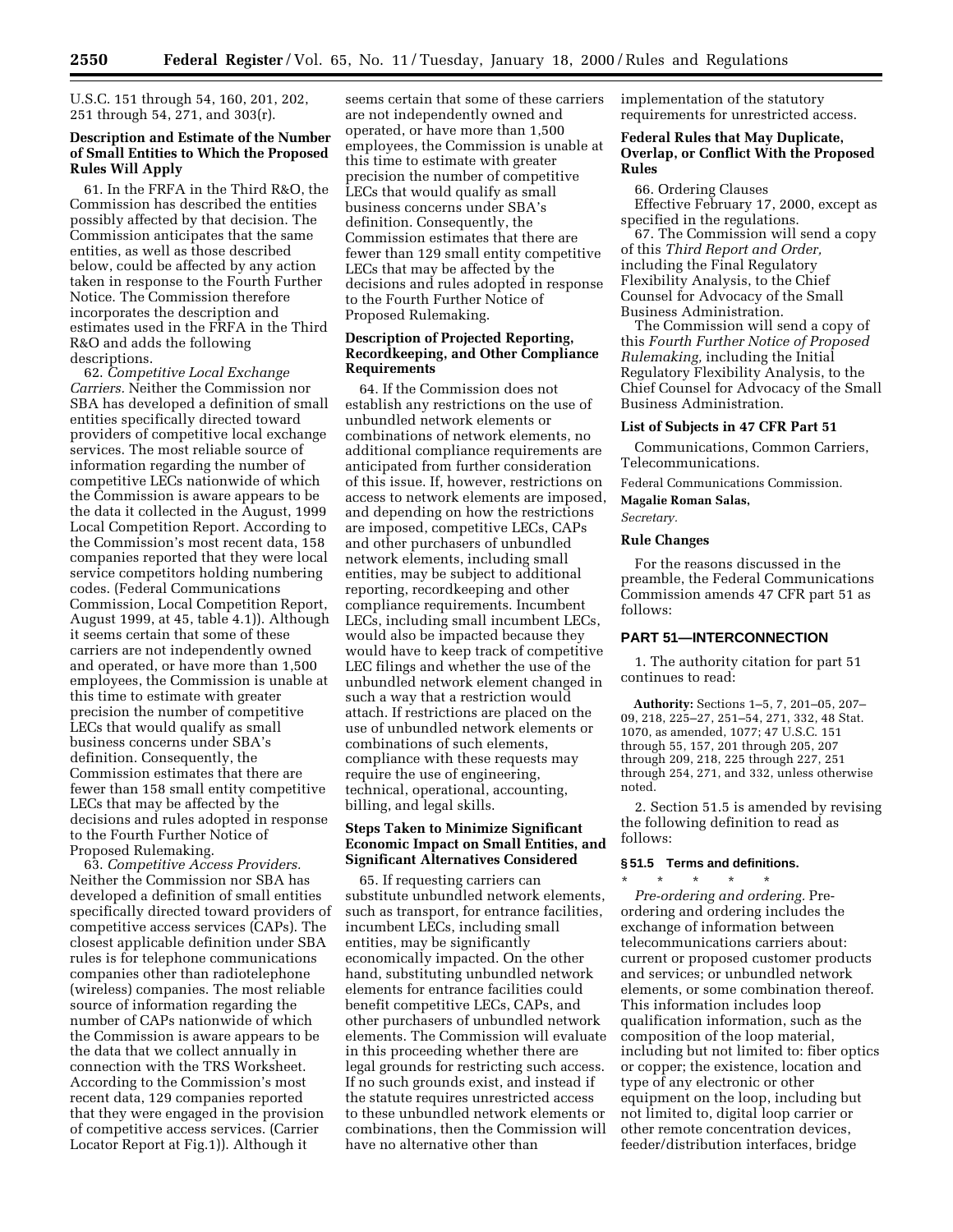U.S.C. 151 through 54, 160, 201, 202, 251 through 54, 271, and 303(r).

### Description and Estimate of the Number of Small Entities to Which the Proposed Rules Will Apply

61. In the FRFA in the Third R&O, the Commission has described the entities possibly affected by that decision. The Commission anticipates that the same entities, as well as those described below, could be affected by any action taken in response to the Fourth Further Notice. The Commission therefore incorporates the description and estimates used in the FRFA in the Third R&O and adds the following descriptions.

62. *Competitive Local Exchange Carriers.* Neither the Commission nor SBA has developed a definition of small entities specifically directed toward providers of competitive local exchange services. The most reliable source of information regarding the number of competitive LECs nationwide of which the Commission is aware appears to be the data it collected in the August, 1999 Local Competition Report. According to the Commission's most recent data, 158 companies reported that they were local service competitors holding numbering codes. (Federal Communications Commission, Local Competition Report, August 1999, at 45, table 4.1)). Although it seems certain that some of these carriers are not independently owned and operated, or have more than 1,500 employees, the Commission is unable at this time to estimate with greater precision the number of competitive LECs that would qualify as small business concerns under SBA's definition. Consequently, the Commission estimates that there are fewer than 158 small entity competitive LECs that may be affected by the decisions and rules adopted in response to the Fourth Further Notice of Proposed Rulemaking.

63. *Competitive Access Providers.* Neither the Commission nor SBA has developed a definition of small entities specifically directed toward providers of competitive access services (CAPs). The closest applicable definition under SBA rules is for telephone communications companies other than radiotelephone (wireless) companies. The most reliable source of information regarding the number of CAPs nationwide of which the Commission is aware appears to be the data that we collect annually in connection with the TRS Worksheet. According to the Commission's most recent data, 129 companies reported that they were engaged in the provision of competitive access services. (Carrier Locator Report at Fig.1)). Although it seems certain that some of these carriers are not independently owned and operated, or have more than 1,500 employees, the Commission is unable at this time to estimate with greater precision the number of competitive LECs that would qualify as small business concerns under SBA's definition. Consequently, the Commission estimates that there are fewer than 129 small entity competitive LECs that may be affected by the decisions and rules adopted in response to the Fourth Further Notice of Proposed Rulemaking.

### Description of Projected Reporting, Recordkeeping, and Other Compliance Requirements

64. If the Commission does not establish any restrictions on the use of unbundled network elements or combinations of network elements, no additional compliance requirements are anticipated from further consideration of this issue. If, however, restrictions on access to network elements are imposed, and depending on how the restrictions are imposed, competitive LECs, CAPs and other purchasers of unbundled network elements, including small entities, may be subject to additional reporting, recordkeeping and other compliance requirements. Incumbent LECs, including small incumbent LECs, would also be impacted because they would have to keep track of competitive LEC filings and whether the use of the unbundled network element changed in such a way that a restriction would attach. If restrictions are placed on the use of unbundled network elements or combinations of such elements, compliance with these requests may require the use of engineering, technical, operational, accounting, billing, and legal skills.

### Steps Taken to Minimize Significant Economic Impact on Small Entities, and Significant Alternatives Considered

65. If requesting carriers can substitute unbundled network elements, such as transport, for entrance facilities, incumbent LECs, including small entities, may be significantly economically impacted. On the other hand, substituting unbundled network elements for entrance facilities could benefit competitive LECs, CAPs, and other purchasers of unbundled network elements. The Commission will evaluate in this proceeding whether there are legal grounds for restricting such access. If no such grounds exist, and instead if the statute requires unrestricted access to these unbundled network elements or combinations, then the Commission will have no alternative other than implementation of the statutory requirements for unrestricted access.

### Federal Rules that May Duplicate, Overlap, or Conflict With the Proposed Rules

66. Ordering Clauses

Effective February 17, 2000, except as specified in the regulations.

67. The Commission will send a copy of this *Third Report and Order,* including the Final Regulatory Flexibility Analysis, to the Chief Counsel for Advocacy of the Small Business Administration.

The Commission will send a copy of this *Fourth Further Notice of Proposed Rulemaking,* including the Initial Regulatory Flexibility Analysis, to the Chief Counsel for Advocacy of the Small Business Administration.

### List of Subjects in 47 CFR Part 51

Communications, Common Carriers, Telecommunications.

Federal Communications Commission.

**Magalie Roman Salas,**

*Secretary.*

### Rule Changes

For the reasons discussed in the preamble, the Federal Communications Commission amends 47 CFR part 51 as follows:

## PART 51—INTERCONNECTION

1. The authority citation for part 51 continues to read:

**Authority:** Sections 1–5, 7, 201–05, 207–09, 218, 225–27, 251–54, 271, 332, 48 Stat. 1070, as amended, 1077; 47 U.S.C. 151 through 55, 157, 201 through 205, 207 through 209, 218, 225 through 227, 251 through 254, 271, and 332, unless otherwise noted.

2. Section 51.5 is amended by revising the following definition to read as follows:

**§ 51.5 Terms and definitions.**

* * * * *

*Pre-ordering and ordering.* Pre-ordering and ordering includes the exchange of information between telecommunications carriers about: current or proposed customer products and services; or unbundled network elements, or some combination thereof. This information includes loop qualification information, such as the composition of the loop material, including but not limited to: fiber optics or copper; the existence, location and type of any electronic or other equipment on the loop, including but not limited to, digital loop carrier or other remote concentration devices, feeder/distribution interfaces, bridge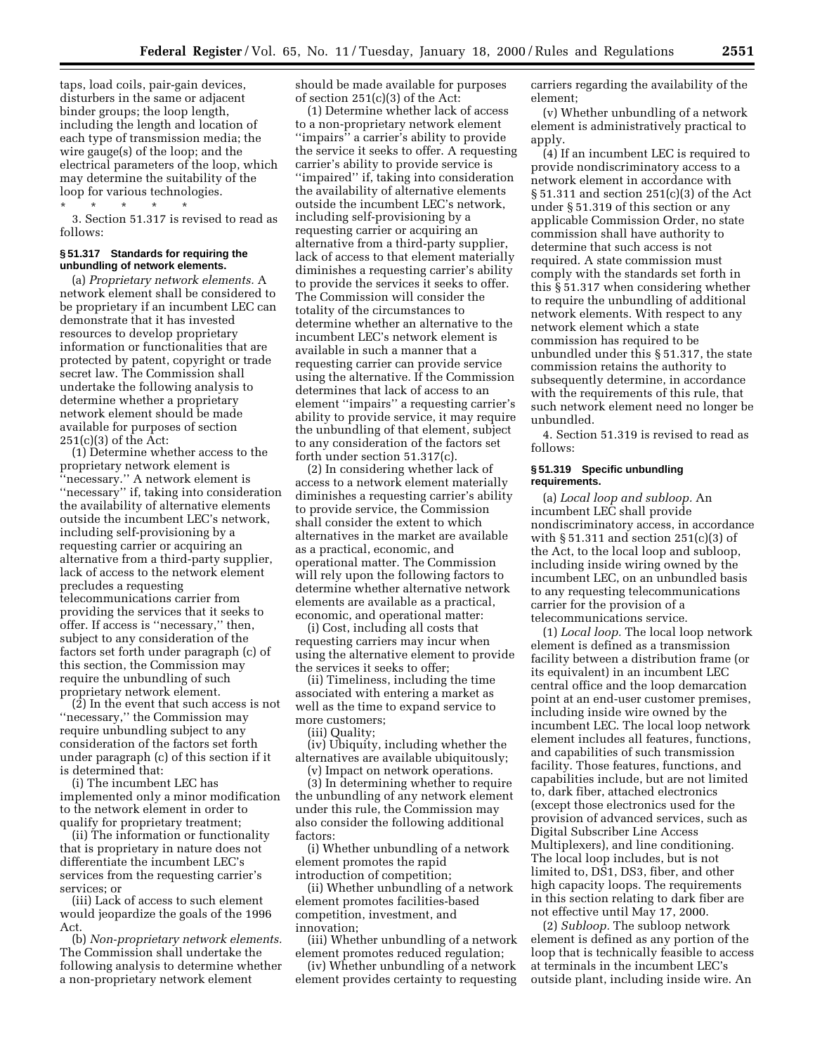taps, load coils, pair-gain devices, disturbers in the same or adjacent binder groups; the loop length, including the length and location of each type of transmission media; the wire gauge(s) of the loop; and the electrical parameters of the loop, which may determine the suitability of the loop for various technologies.

* * * * *

3. Section 51.317 is revised to read as follows:

### § 51.317 Standards for requiring the unbundling of network elements.

(a) *Proprietary network elements.* A network element shall be considered to be proprietary if an incumbent LEC can demonstrate that it has invested resources to develop proprietary information or functionalities that are protected by patent, copyright or trade secret law. The Commission shall undertake the following analysis to determine whether a proprietary network element should be made available for purposes of section 251(c)(3) of the Act:

(1) Determine whether access to the proprietary network element is ''necessary.'' A network element is ''necessary'' if, taking into consideration the availability of alternative elements outside the incumbent LEC's network, including self-provisioning by a requesting carrier or acquiring an alternative from a third-party supplier, lack of access to the network element precludes a requesting telecommunications carrier from providing the services that it seeks to offer. If access is ''necessary,'' then, subject to any consideration of the factors set forth under paragraph (c) of this section, the Commission may require the unbundling of such proprietary network element.

(2) In the event that such access is not ''necessary,'' the Commission may require unbundling subject to any consideration of the factors set forth under paragraph (c) of this section if it is determined that:

(i) The incumbent LEC has implemented only a minor modification to the network element in order to qualify for proprietary treatment;

(ii) The information or functionality that is proprietary in nature does not differentiate the incumbent LEC's services from the requesting carrier's services; or

(iii) Lack of access to such element would jeopardize the goals of the 1996 Act.

(b) *Non-proprietary network elements.* The Commission shall undertake the following analysis to determine whether a non-proprietary network element should be made available for purposes of section 251(c)(3) of the Act:

(1) Determine whether lack of access to a non-proprietary network element ''impairs'' a carrier's ability to provide the service it seeks to offer. A requesting carrier's ability to provide service is ''impaired'' if, taking into consideration the availability of alternative elements outside the incumbent LEC's network, including self-provisioning by a requesting carrier or acquiring an alternative from a third-party supplier, lack of access to that element materially diminishes a requesting carrier's ability to provide the services it seeks to offer. The Commission will consider the totality of the circumstances to determine whether an alternative to the incumbent LEC's network element is available in such a manner that a requesting carrier can provide service using the alternative. If the Commission determines that lack of access to an element ''impairs'' a requesting carrier's ability to provide service, it may require the unbundling of that element, subject to any consideration of the factors set forth under section 51.317(c).

(2) In considering whether lack of access to a network element materially diminishes a requesting carrier's ability to provide service, the Commission shall consider the extent to which alternatives in the market are available as a practical, economic, and operational matter. The Commission will rely upon the following factors to determine whether alternative network elements are available as a practical, economic, and operational matter:

(i) Cost, including all costs that requesting carriers may incur when using the alternative element to provide the services it seeks to offer;

(ii) Timeliness, including the time associated with entering a market as well as the time to expand service to more customers;

(iii) Quality;

(iv) Ubiquity, including whether the alternatives are available ubiquitously;

(v) Impact on network operations.

(3) In determining whether to require the unbundling of any network element under this rule, the Commission may also consider the following additional factors:

(i) Whether unbundling of a network element promotes the rapid introduction of competition;

(ii) Whether unbundling of a network element promotes facilities-based competition, investment, and innovation;

(iii) Whether unbundling of a network element promotes reduced regulation;

(iv) Whether unbundling of a network element provides certainty to requesting carriers regarding the availability of the element;

(v) Whether unbundling of a network element is administratively practical to apply.

(4) If an incumbent LEC is required to provide nondiscriminatory access to a network element in accordance with § 51.311 and section 251(c)(3) of the Act under § 51.319 of this section or any applicable Commission Order, no state commission shall have authority to determine that such access is not required. A state commission must comply with the standards set forth in this § 51.317 when considering whether to require the unbundling of additional network elements. With respect to any network element which a state commission has required to be unbundled under this § 51.317, the state commission retains the authority to subsequently determine, in accordance with the requirements of this rule, that such network element need no longer be unbundled.

4. Section 51.319 is revised to read as follows:

### § 51.319 Specific unbundling requirements.

(a) *Local loop and subloop.* An incumbent LEC shall provide nondiscriminatory access, in accordance with § 51.311 and section 251(c)(3) of the Act, to the local loop and subloop, including inside wiring owned by the incumbent LEC, on an unbundled basis to any requesting telecommunications carrier for the provision of a telecommunications service.

(1) *Local loop.* The local loop network element is defined as a transmission facility between a distribution frame (or its equivalent) in an incumbent LEC central office and the loop demarcation point at an end-user customer premises, including inside wire owned by the incumbent LEC. The local loop network element includes all features, functions, and capabilities of such transmission facility. Those features, functions, and capabilities include, but are not limited to, dark fiber, attached electronics (except those electronics used for the provision of advanced services, such as Digital Subscriber Line Access Multiplexers), and line conditioning. The local loop includes, but is not limited to, DS1, DS3, fiber, and other high capacity loops. The requirements in this section relating to dark fiber are not effective until May 17, 2000.

(2) *Subloop.* The subloop network element is defined as any portion of the loop that is technically feasible to access at terminals in the incumbent LEC's outside plant, including inside wire. An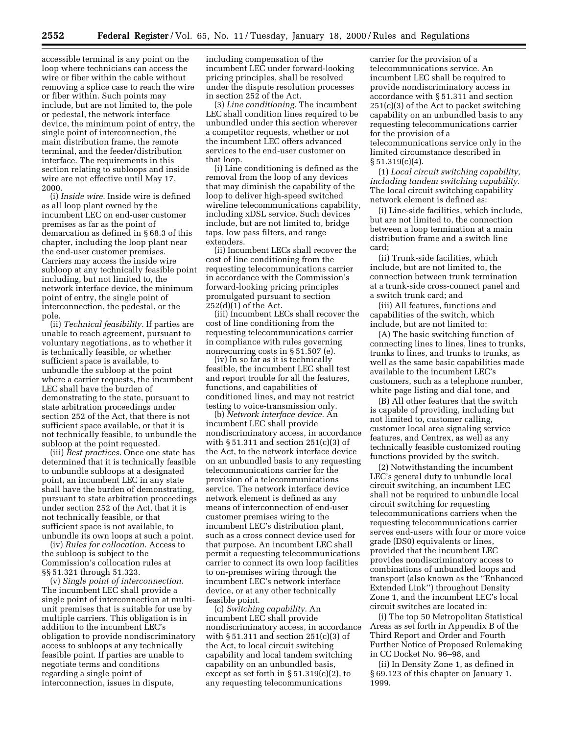accessible terminal is any point on the loop where technicians can access the wire or fiber within the cable without removing a splice case to reach the wire or fiber within. Such points may include, but are not limited to, the pole or pedestal, the network interface device, the minimum point of entry, the single point of interconnection, the main distribution frame, the remote terminal, and the feeder/distribution interface. The requirements in this section relating to subloops and inside wire are not effective until May 17, 2000.

(i) *Inside wire.* Inside wire is defined as all loop plant owned by the incumbent LEC on end-user customer premises as far as the point of demarcation as defined in § 68.3 of this chapter, including the loop plant near the end-user customer premises. Carriers may access the inside wire subloop at any technically feasible point including, but not limited to, the network interface device, the minimum point of entry, the single point of interconnection, the pedestal, or the pole.

(ii) *Technical feasibility.* If parties are unable to reach agreement, pursuant to voluntary negotiations, as to whether it is technically feasible, or whether sufficient space is available, to unbundle the subloop at the point where a carrier requests, the incumbent LEC shall have the burden of demonstrating to the state, pursuant to state arbitration proceedings under section 252 of the Act, that there is not sufficient space available, or that it is not technically feasible, to unbundle the subloop at the point requested.

(iii) *Best practices.* Once one state has determined that it is technically feasible to unbundle subloops at a designated point, an incumbent LEC in any state shall have the burden of demonstrating, pursuant to state arbitration proceedings under section 252 of the Act, that it is not technically feasible, or that sufficient space is not available, to unbundle its own loops at such a point.

(iv) *Rules for collocation.* Access to the subloop is subject to the Commission's collocation rules at §§ 51.321 through 51.323.

(v) *Single point of interconnection.* The incumbent LEC shall provide a single point of interconnection at multi-unit premises that is suitable for use by multiple carriers. This obligation is in addition to the incumbent LEC's obligation to provide nondiscriminatory access to subloops at any technically feasible point. If parties are unable to negotiate terms and conditions regarding a single point of interconnection, issues in dispute, including compensation of the incumbent LEC under forward-looking pricing principles, shall be resolved under the dispute resolution processes in section 252 of the Act.

(3) *Line conditioning.* The incumbent LEC shall condition lines required to be unbundled under this section wherever a competitor requests, whether or not the incumbent LEC offers advanced services to the end-user customer on that loop.

(i) Line conditioning is defined as the removal from the loop of any devices that may diminish the capability of the loop to deliver high-speed switched wireline telecommunications capability, including xDSL service. Such devices include, but are not limited to, bridge taps, low pass filters, and range extenders.

(ii) Incumbent LECs shall recover the cost of line conditioning from the requesting telecommunications carrier in accordance with the Commission's forward-looking pricing principles promulgated pursuant to section 252(d)(1) of the Act.

(iii) Incumbent LECs shall recover the cost of line conditioning from the requesting telecommunications carrier in compliance with rules governing nonrecurring costs in § 51.507 (e).

(iv) In so far as it is technically feasible, the incumbent LEC shall test and report trouble for all the features, functions, and capabilities of conditioned lines, and may not restrict testing to voice-transmission only.

(b) *Network interface device.* An incumbent LEC shall provide nondiscriminatory access, in accordance with § 51.311 and section 251(c)(3) of the Act, to the network interface device on an unbundled basis to any requesting telecommunications carrier for the provision of a telecommunications service. The network interface device network element is defined as any means of interconnection of end-user customer premises wiring to the incumbent LEC's distribution plant, such as a cross connect device used for that purpose. An incumbent LEC shall permit a requesting telecommunications carrier to connect its own loop facilities to on-premises wiring through the incumbent LEC's network interface device, or at any other technically feasible point.

(c) *Switching capability.* An incumbent LEC shall provide nondiscriminatory access, in accordance with § 51.311 and section 251(c)(3) of the Act, to local circuit switching capability and local tandem switching capability on an unbundled basis, except as set forth in § 51.319(c)(2), to any requesting telecommunications carrier for the provision of a telecommunications service. An incumbent LEC shall be required to provide nondiscriminatory access in accordance with § 51.311 and section 251(c)(3) of the Act to packet switching capability on an unbundled basis to any requesting telecommunications carrier for the provision of a telecommunications service only in the limited circumstance described in § 51.319(c)(4).

(1) *Local circuit switching capability, including tandem switching capability.* The local circuit switching capability network element is defined as:

(i) Line-side facilities, which include, but are not limited to, the connection between a loop termination at a main distribution frame and a switch line card;

(ii) Trunk-side facilities, which include, but are not limited to, the connection between trunk termination at a trunk-side cross-connect panel and a switch trunk card; and

(iii) All features, functions and capabilities of the switch, which include, but are not limited to:

(A) The basic switching function of connecting lines to lines, lines to trunks, trunks to lines, and trunks to trunks, as well as the same basic capabilities made available to the incumbent LEC's customers, such as a telephone number, white page listing and dial tone, and

(B) All other features that the switch is capable of providing, including but not limited to, customer calling, customer local area signaling service features, and Centrex, as well as any technically feasible customized routing functions provided by the switch.

(2) Notwithstanding the incumbent LEC's general duty to unbundle local circuit switching, an incumbent LEC shall not be required to unbundle local circuit switching for requesting telecommunications carriers when the requesting telecommunications carrier serves end-users with four or more voice grade (DS0) equivalents or lines, provided that the incumbent LEC provides nondiscriminatory access to combinations of unbundled loops and transport (also known as the ''Enhanced Extended Link'') throughout Density Zone 1, and the incumbent LEC's local circuit switches are located in:

(i) The top 50 Metropolitan Statistical Areas as set forth in Appendix B of the Third Report and Order and Fourth Further Notice of Proposed Rulemaking in CC Docket No. 96–98, and

(ii) In Density Zone 1, as defined in § 69.123 of this chapter on January 1, 1999.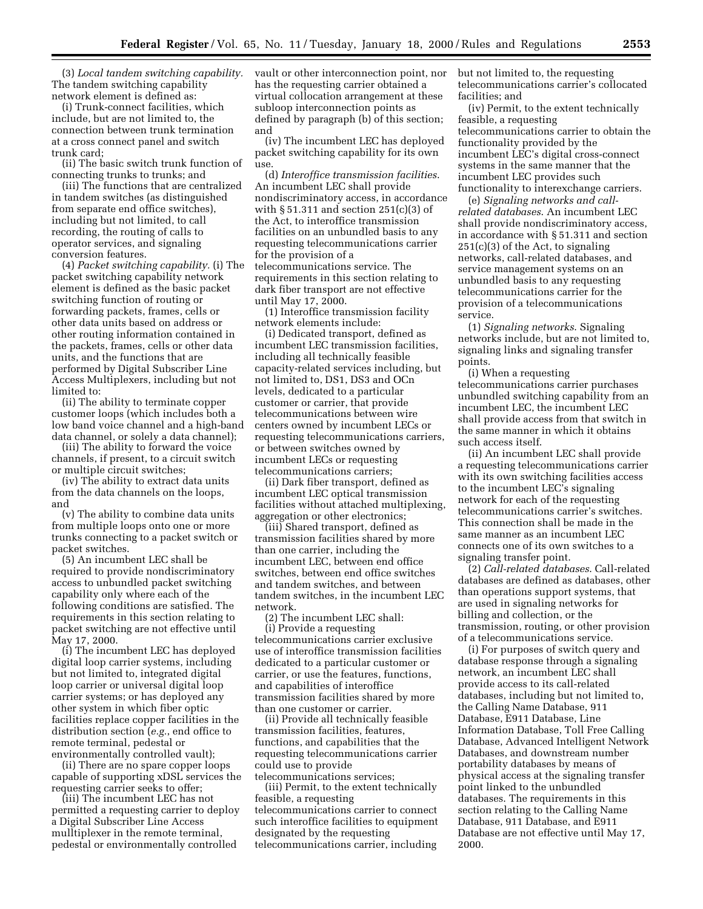(3) *Local tandem switching capability.* The tandem switching capability network element is defined as:

(i) Trunk-connect facilities, which include, but are not limited to, the connection between trunk termination at a cross connect panel and switch trunk card;

(ii) The basic switch trunk function of connecting trunks to trunks; and

(iii) The functions that are centralized in tandem switches (as distinguished from separate end office switches), including but not limited, to call recording, the routing of calls to operator services, and signaling conversion features.

(4) *Packet switching capability.* (i) The packet switching capability network element is defined as the basic packet switching function of routing or forwarding packets, frames, cells or other data units based on address or other routing information contained in the packets, frames, cells or other data units, and the functions that are performed by Digital Subscriber Line Access Multiplexers, including but not limited to:

(ii) The ability to terminate copper customer loops (which includes both a low band voice channel and a high-band data channel, or solely a data channel);

(iii) The ability to forward the voice channels, if present, to a circuit switch or multiple circuit switches;

(iv) The ability to extract data units from the data channels on the loops, and

(v) The ability to combine data units from multiple loops onto one or more trunks connecting to a packet switch or packet switches.

(5) An incumbent LEC shall be required to provide nondiscriminatory access to unbundled packet switching capability only where each of the following conditions are satisfied. The requirements in this section relating to packet switching are not effective until May 17, 2000.

(i) The incumbent LEC has deployed digital loop carrier systems, including but not limited to, integrated digital loop carrier or universal digital loop carrier systems; or has deployed any other system in which fiber optic facilities replace copper facilities in the distribution section (*e.g.*, end office to remote terminal, pedestal or environmentally controlled vault);

(ii) There are no spare copper loops capable of supporting xDSL services the requesting carrier seeks to offer;

(iii) The incumbent LEC has not permitted a requesting carrier to deploy a Digital Subscriber Line Access mulltiplexer in the remote terminal, pedestal or environmentally controlled vault or other interconnection point, nor has the requesting carrier obtained a virtual collocation arrangement at these subloop interconnection points as defined by paragraph (b) of this section; and

(iv) The incumbent LEC has deployed packet switching capability for its own use.

(d) *Interoffice transmission facilities.* An incumbent LEC shall provide nondiscriminatory access, in accordance with § 51.311 and section 251(c)(3) of the Act, to interoffice transmission facilities on an unbundled basis to any requesting telecommunications carrier for the provision of a telecommunications service. The requirements in this section relating to dark fiber transport are not effective until May 17, 2000.

(1) Interoffice transmission facility network elements include:

(i) Dedicated transport, defined as incumbent LEC transmission facilities, including all technically feasible capacity-related services including, but not limited to, DS1, DS3 and OCn levels, dedicated to a particular customer or carrier, that provide telecommunications between wire centers owned by incumbent LECs or requesting telecommunications carriers, or between switches owned by incumbent LECs or requesting telecommunications carriers;

(ii) Dark fiber transport, defined as incumbent LEC optical transmission facilities without attached multiplexing, aggregation or other electronics;

(iii) Shared transport, defined as transmission facilities shared by more than one carrier, including the incumbent LEC, between end office switches, between end office switches and tandem switches, and between tandem switches, in the incumbent LEC network.

(2) The incumbent LEC shall:

(i) Provide a requesting telecommunications carrier exclusive use of interoffice transmission facilities dedicated to a particular customer or carrier, or use the features, functions, and capabilities of interoffice transmission facilities shared by more than one customer or carrier.

(ii) Provide all technically feasible transmission facilities, features, functions, and capabilities that the requesting telecommunications carrier could use to provide telecommunications services;

(iii) Permit, to the extent technically feasible, a requesting telecommunications carrier to connect such interoffice facilities to equipment designated by the requesting telecommunications carrier, including but not limited to, the requesting telecommunications carrier's collocated facilities; and

(iv) Permit, to the extent technically feasible, a requesting telecommunications carrier to obtain the functionality provided by the incumbent LEC's digital cross-connect systems in the same manner that the incumbent LEC provides such functionality to interexchange carriers.

(e) *Signaling networks and call-related databases.* An incumbent LEC shall provide nondiscriminatory access, in accordance with § 51.311 and section 251(c)(3) of the Act, to signaling networks, call-related databases, and service management systems on an unbundled basis to any requesting telecommunications carrier for the provision of a telecommunications service.

(1) *Signaling networks.* Signaling networks include, but are not limited to, signaling links and signaling transfer points.

(i) When a requesting telecommunications carrier purchases unbundled switching capability from an incumbent LEC, the incumbent LEC shall provide access from that switch in the same manner in which it obtains such access itself.

(ii) An incumbent LEC shall provide a requesting telecommunications carrier with its own switching facilities access to the incumbent LEC's signaling network for each of the requesting telecommunications carrier's switches. This connection shall be made in the same manner as an incumbent LEC connects one of its own switches to a signaling transfer point.

(2) *Call-related databases.* Call-related databases are defined as databases, other than operations support systems, that are used in signaling networks for billing and collection, or the transmission, routing, or other provision of a telecommunications service.

(i) For purposes of switch query and database response through a signaling network, an incumbent LEC shall provide access to its call-related databases, including but not limited to, the Calling Name Database, 911 Database, E911 Database, Line Information Database, Toll Free Calling Database, Advanced Intelligent Network Databases, and downstream number portability databases by means of physical access at the signaling transfer point linked to the unbundled databases. The requirements in this section relating to the Calling Name Database, 911 Database, and E911 Database are not effective until May 17, 2000.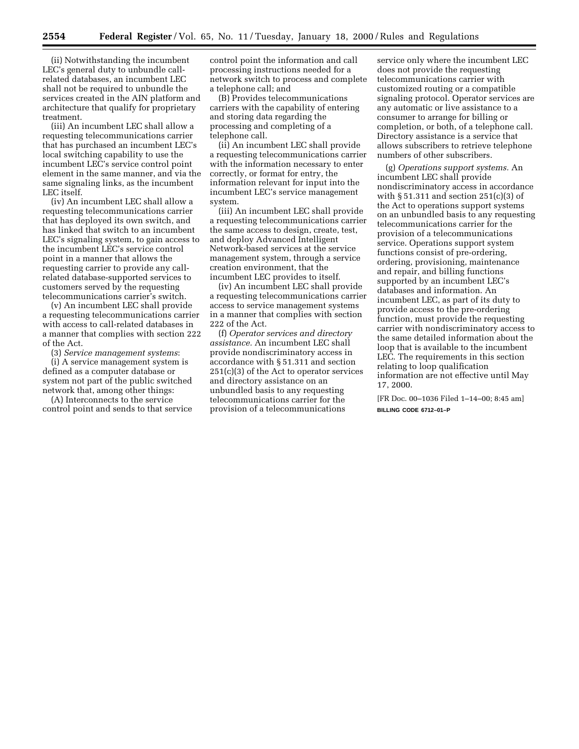(ii) Notwithstanding the incumbent LEC's general duty to unbundle call-related databases, an incumbent LEC shall not be required to unbundle the services created in the AIN platform and architecture that qualify for proprietary treatment.

(iii) An incumbent LEC shall allow a requesting telecommunications carrier that has purchased an incumbent LEC's local switching capability to use the incumbent LEC's service control point element in the same manner, and via the same signaling links, as the incumbent LEC itself.

(iv) An incumbent LEC shall allow a requesting telecommunications carrier that has deployed its own switch, and has linked that switch to an incumbent LEC's signaling system, to gain access to the incumbent LEC's service control point in a manner that allows the requesting carrier to provide any call-related database-supported services to customers served by the requesting telecommunications carrier's switch.

(v) An incumbent LEC shall provide a requesting telecommunications carrier with access to call-related databases in a manner that complies with section 222 of the Act.

(3) *Service management systems*:

(i) A service management system is defined as a computer database or system not part of the public switched network that, among other things:

(A) Interconnects to the service control point and sends to that service control point the information and call processing instructions needed for a network switch to process and complete a telephone call; and

(B) Provides telecommunications carriers with the capability of entering and storing data regarding the processing and completing of a telephone call.

(ii) An incumbent LEC shall provide a requesting telecommunications carrier with the information necessary to enter correctly, or format for entry, the information relevant for input into the incumbent LEC's service management system.

(iii) An incumbent LEC shall provide a requesting telecommunications carrier the same access to design, create, test, and deploy Advanced Intelligent Network-based services at the service management system, through a service creation environment, that the incumbent LEC provides to itself.

(iv) An incumbent LEC shall provide a requesting telecommunications carrier access to service management systems in a manner that complies with section 222 of the Act.

(f) *Operator services and directory assistance.* An incumbent LEC shall provide nondiscriminatory access in accordance with § 51.311 and section 251(c)(3) of the Act to operator services and directory assistance on an unbundled basis to any requesting telecommunications carrier for the provision of a telecommunications service only where the incumbent LEC does not provide the requesting telecommunications carrier with customized routing or a compatible signaling protocol. Operator services are any automatic or live assistance to a consumer to arrange for billing or completion, or both, of a telephone call. Directory assistance is a service that allows subscribers to retrieve telephone numbers of other subscribers.

(g) *Operations support systems.* An incumbent LEC shall provide nondiscriminatory access in accordance with § 51.311 and section 251(c)(3) of the Act to operations support systems on an unbundled basis to any requesting telecommunications carrier for the provision of a telecommunications service. Operations support system functions consist of pre-ordering, ordering, provisioning, maintenance and repair, and billing functions supported by an incumbent LEC's databases and information. An incumbent LEC, as part of its duty to provide access to the pre-ordering function, must provide the requesting carrier with nondiscriminatory access to the same detailed information about the loop that is available to the incumbent LEC. The requirements in this section relating to loop qualification information are not effective until May 17, 2000.

[FR Doc. 00–1036 Filed 1–14–00; 8:45 am]

**BILLING CODE 6712–01–P**